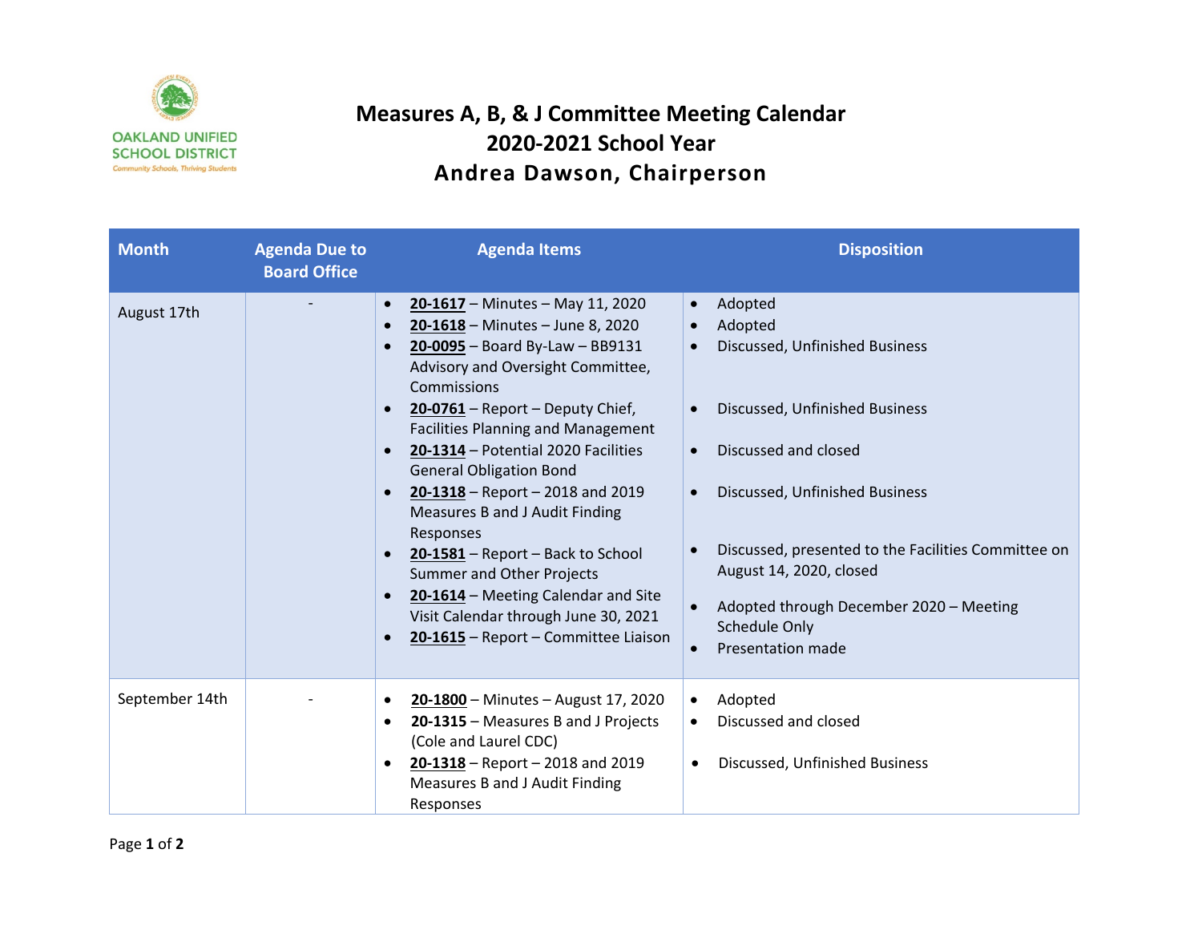OAKLAND UNIFIED SCHOOL DISTRICT
Community Schools, Thriving Students

# Measures A, B, & J Committee Meeting Calendar
## 2020-2021 School Year
## Andrea Dawson, Chairperson

| Month | Agenda Due to Board Office | Agenda Items | Disposition |
|---|---|---|---|
| August 17th | - | • **20-1617** – Minutes – May 11, 2020<br>• **20-1618** – Minutes – June 8, 2020<br>• **20-0095** – Board By-Law – BB9131 Advisory and Oversight Committee, Commissions<br>• **20-0761** – Report – Deputy Chief, Facilities Planning and Management<br>• **20-1314** – Potential 2020 Facilities General Obligation Bond<br>• **20-1318** – Report – 2018 and 2019 Measures B and J Audit Finding Responses<br>• **20-1581** – Report – Back to School Summer and Other Projects<br>• **20-1614** – Meeting Calendar and Site Visit Calendar through June 30, 2021<br>• **20-1615** – Report – Committee Liaison | • Adopted<br>• Adopted<br>• Discussed, Unfinished Business<br>• Discussed, Unfinished Business<br>• Discussed and closed<br>• Discussed, Unfinished Business<br>• Discussed, presented to the Facilities Committee on August 14, 2020, closed<br>• Adopted through December 2020 – Meeting Schedule Only<br>• Presentation made |
| September 14th | - | • **20-1800** – Minutes – August 17, 2020<br>• **20-1315** – Measures B and J Projects (Cole and Laurel CDC)<br>• **20-1318** – Report – 2018 and 2019 Measures B and J Audit Finding Responses | • Adopted<br>• Discussed and closed<br>• Discussed, Unfinished Business |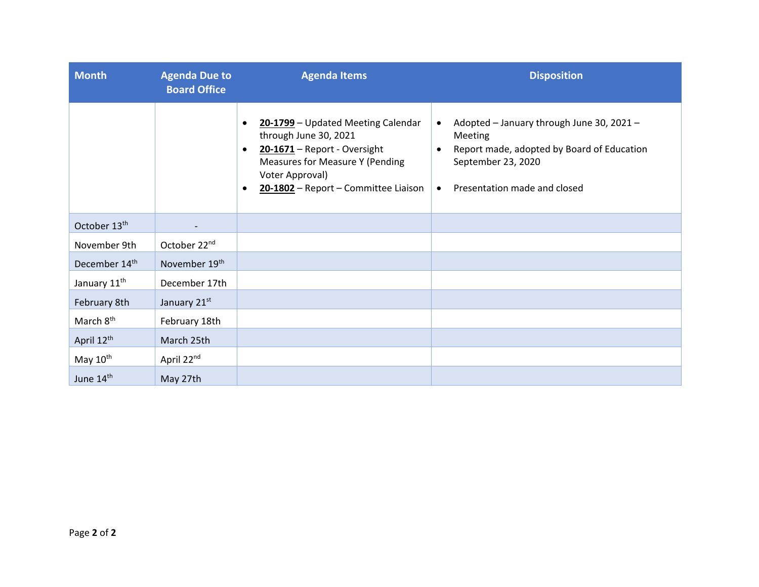| Month | Agenda Due to Board Office | Agenda Items | Disposition |
|---|---|---|---|
| | | • **20-1799** – Updated Meeting Calendar through June 30, 2021<br>• **20-1671** – Report - Oversight Measures for Measure Y (Pending Voter Approval)<br>• **20-1802** – Report – Committee Liaison | • Adopted – January through June 30, 2021 – Meeting<br>• Report made, adopted by Board of Education September 23, 2020<br>• Presentation made and closed |
| October 13th | - | | |
| November 9th | October 22nd | | |
| December 14th | November 19th | | |
| January 11th | December 17th | | |
| February 8th | January 21st | | |
| March 8th | February 18th | | |
| April 12th | March 25th | | |
| May 10th | April 22nd | | |
| June 14th | May 27th | | |